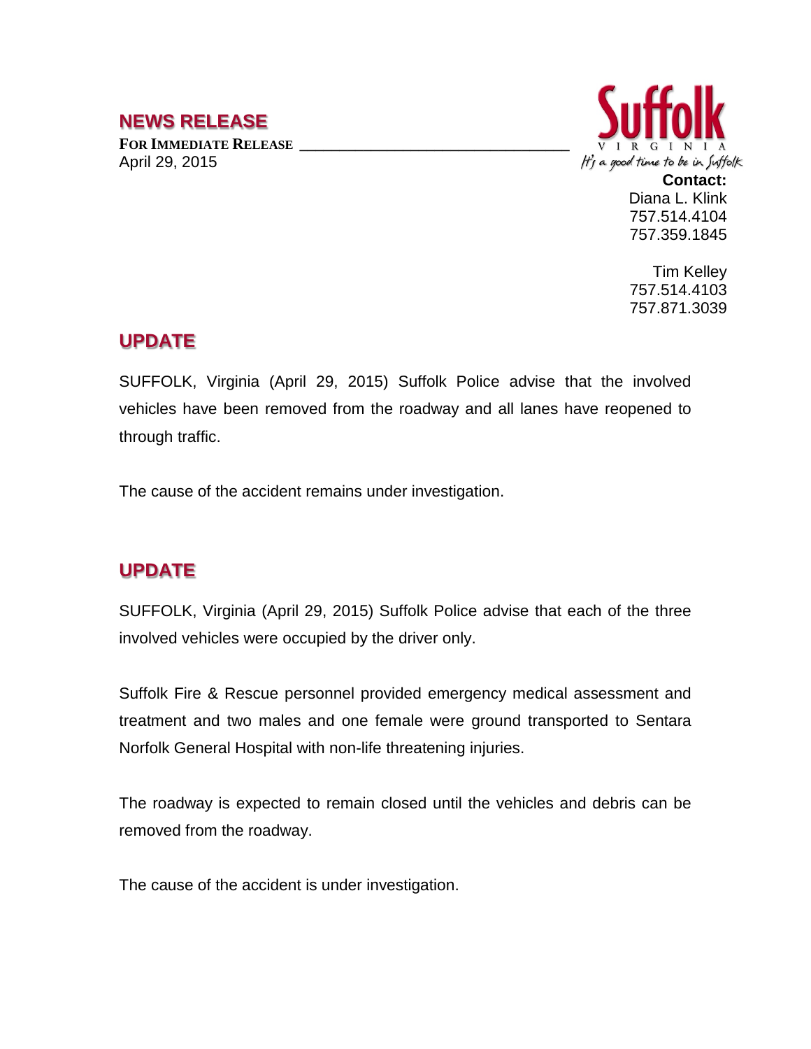## NEWS RELEASE

**FOR IMMEDIATE RELEASE**

April 29, 2015

**Contact:**
Diana L. Klink
757.514.4104
757.359.1845

Tim Kelley
757.514.4103
757.871.3039

## UPDATE

SUFFOLK, Virginia (April 29, 2015) Suffolk Police advise that the involved vehicles have been removed from the roadway and all lanes have reopened to through traffic.

The cause of the accident remains under investigation.

## UPDATE

SUFFOLK, Virginia (April 29, 2015) Suffolk Police advise that each of the three involved vehicles were occupied by the driver only.

Suffolk Fire & Rescue personnel provided emergency medical assessment and treatment and two males and one female were ground transported to Sentara Norfolk General Hospital with non-life threatening injuries.

The roadway is expected to remain closed until the vehicles and debris can be removed from the roadway.

The cause of the accident is under investigation.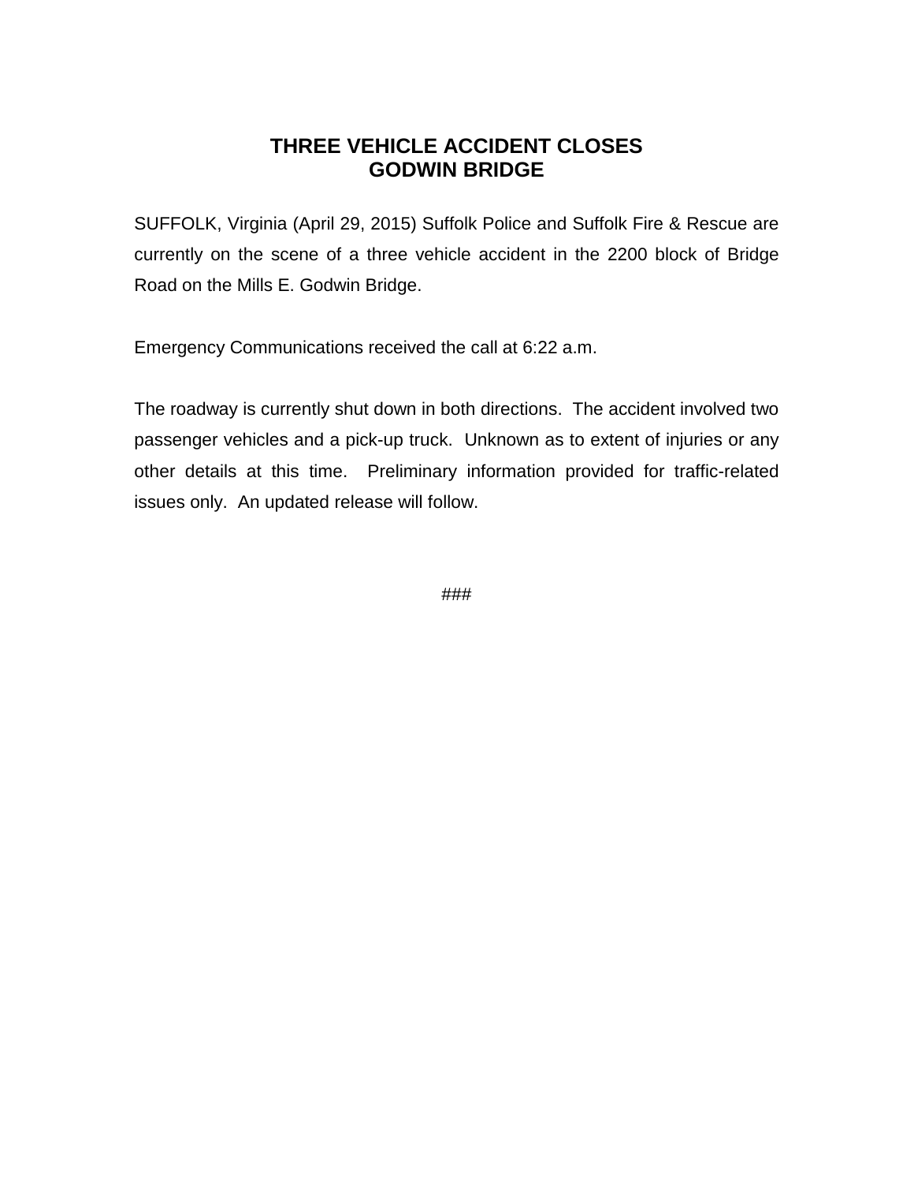# THREE VEHICLE ACCIDENT CLOSES GODWIN BRIDGE

SUFFOLK, Virginia (April 29, 2015) Suffolk Police and Suffolk Fire & Rescue are currently on the scene of a three vehicle accident in the 2200 block of Bridge Road on the Mills E. Godwin Bridge.

Emergency Communications received the call at 6:22 a.m.

The roadway is currently shut down in both directions. The accident involved two passenger vehicles and a pick-up truck. Unknown as to extent of injuries or any other details at this time. Preliminary information provided for traffic-related issues only. An updated release will follow.

###